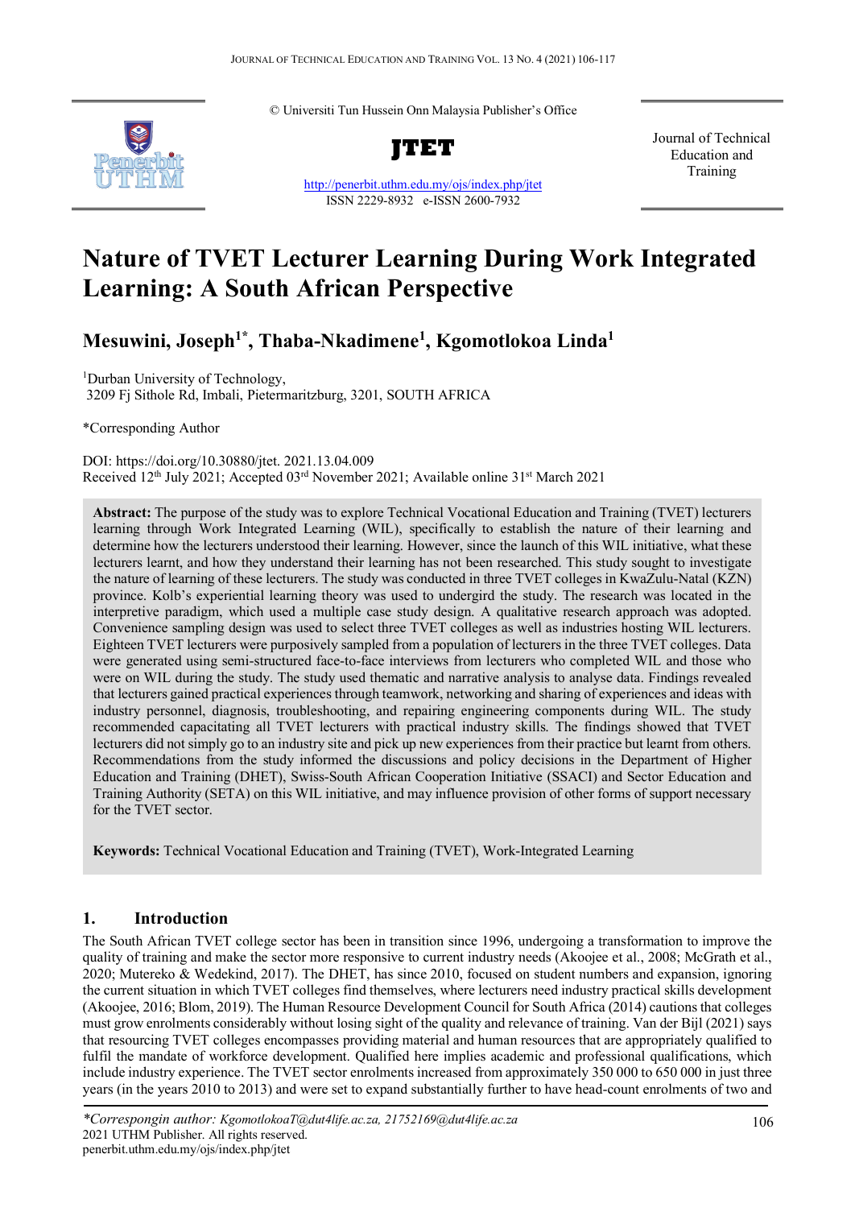© Universiti Tun Hussein Onn Malaysia Publisher's Office

**JTET**

http://penerbit.uthm.edu.my/ojs/index.php/jtet

ISSN 2229-8932 e-ISSN 2600-7932

Journal of Technical Education and Training

# Nature of TVET Lecturer Learning During Work Integrated Learning: A South African Perspective

**Mesuwini, Joseph[1]*, Thaba-Nkadimene[1], Kgomotlokoa Linda[1]**

[1]Durban University of Technology, 3209 Fj Sithole Rd, Imbali, Pietermaritzburg, 3201, SOUTH AFRICA

*Corresponding Author

DOI: https://doi.org/10.30880/jtet. 2021.13.04.009

Received 12th July 2021; Accepted 03rd November 2021; Available online 31st March 2021

**Abstract:** The purpose of the study was to explore Technical Vocational Education and Training (TVET) lecturers learning through Work Integrated Learning (WIL), specifically to establish the nature of their learning and determine how the lecturers understood their learning. However, since the launch of this WIL initiative, what these lecturers learnt, and how they understand their learning has not been researched. This study sought to investigate the nature of learning of these lecturers. The study was conducted in three TVET colleges in KwaZulu-Natal (KZN) province. Kolb's experiential learning theory was used to undergird the study. The research was located in the interpretive paradigm, which used a multiple case study design. A qualitative research approach was adopted. Convenience sampling design was used to select three TVET colleges as well as industries hosting WIL lecturers. Eighteen TVET lecturers were purposively sampled from a population of lecturers in the three TVET colleges. Data were generated using semi-structured face-to-face interviews from lecturers who completed WIL and those who were on WIL during the study. The study used thematic and narrative analysis to analyse data. Findings revealed that lecturers gained practical experiences through teamwork, networking and sharing of experiences and ideas with industry personnel, diagnosis, troubleshooting, and repairing engineering components during WIL. The study recommended capacitating all TVET lecturers with practical industry skills. The findings showed that TVET lecturers did not simply go to an industry site and pick up new experiences from their practice but learnt from others. Recommendations from the study informed the discussions and policy decisions in the Department of Higher Education and Training (DHET), Swiss-South African Cooperation Initiative (SSACI) and Sector Education and Training Authority (SETA) on this WIL initiative, and may influence provision of other forms of support necessary for the TVET sector.

**Keywords:** Technical Vocational Education and Training (TVET), Work-Integrated Learning

## 1. Introduction

The South African TVET college sector has been in transition since 1996, undergoing a transformation to improve the quality of training and make the sector more responsive to current industry needs (Akoojee et al., 2008; McGrath et al., 2020; Mutereko & Wedekind, 2017). The DHET, has since 2010, focused on student numbers and expansion, ignoring the current situation in which TVET colleges find themselves, where lecturers need industry practical skills development (Akoojee, 2016; Blom, 2019). The Human Resource Development Council for South Africa (2014) cautions that colleges must grow enrolments considerably without losing sight of the quality and relevance of training. Van der Bijl (2021) says that resourcing TVET colleges encompasses providing material and human resources that are appropriately qualified to fulfil the mandate of workforce development. Qualified here implies academic and professional qualifications, which include industry experience. The TVET sector enrolments increased from approximately 350 000 to 650 000 in just three years (in the years 2010 to 2013) and were set to expand substantially further to have head-count enrolments of two and

*Correspongin author: KgomotlokoaT@dut4life.ac.za, 21752169@dut4life.ac.za

2021 UTHM Publisher. All rights reserved.

penerbit.uthm.edu.my/ojs/index.php/jtet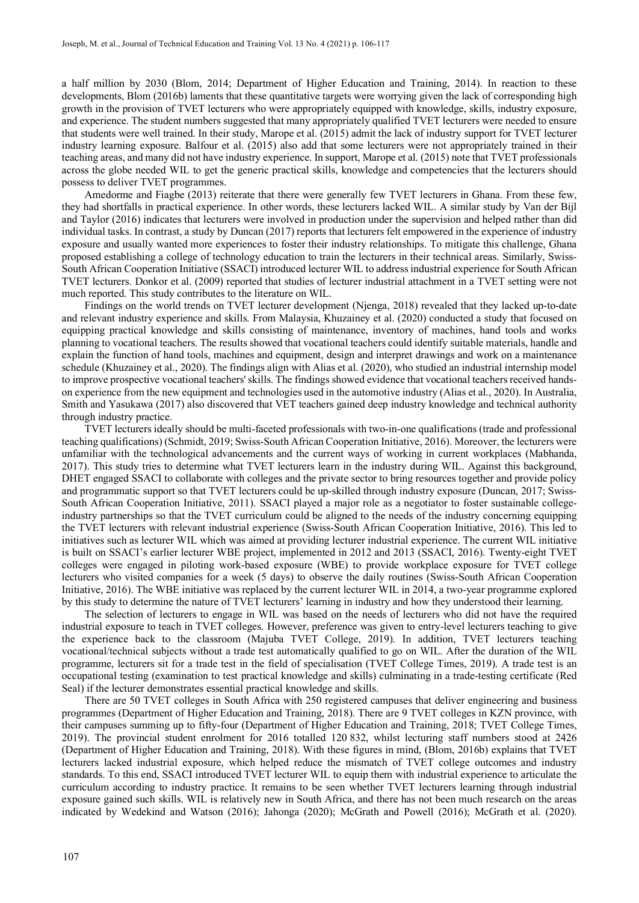a half million by 2030 (Blom, 2014; Department of Higher Education and Training, 2014). In reaction to these developments, Blom (2016b) laments that these quantitative targets were worrying given the lack of corresponding high growth in the provision of TVET lecturers who were appropriately equipped with knowledge, skills, industry exposure, and experience. The student numbers suggested that many appropriately qualified TVET lecturers were needed to ensure that students were well trained. In their study, Marope et al. (2015) admit the lack of industry support for TVET lecturer industry learning exposure. Balfour et al. (2015) also add that some lecturers were not appropriately trained in their teaching areas, and many did not have industry experience. In support, Marope et al. (2015) note that TVET professionals across the globe needed WIL to get the generic practical skills, knowledge and competencies that the lecturers should possess to deliver TVET programmes.

Amedorme and Fiagbe (2013) reiterate that there were generally few TVET lecturers in Ghana. From these few, they had shortfalls in practical experience. In other words, these lecturers lacked WIL. A similar study by Van der Bijl and Taylor (2016) indicates that lecturers were involved in production under the supervision and helped rather than did individual tasks. In contrast, a study by Duncan (2017) reports that lecturers felt empowered in the experience of industry exposure and usually wanted more experiences to foster their industry relationships. To mitigate this challenge, Ghana proposed establishing a college of technology education to train the lecturers in their technical areas. Similarly, Swiss-South African Cooperation Initiative (SSACI) introduced lecturer WIL to address industrial experience for South African TVET lecturers. Donkor et al. (2009) reported that studies of lecturer industrial attachment in a TVET setting were not much reported. This study contributes to the literature on WIL.

Findings on the world trends on TVET lecturer development (Njenga, 2018) revealed that they lacked up-to-date and relevant industry experience and skills. From Malaysia, Khuzainey et al. (2020) conducted a study that focused on equipping practical knowledge and skills consisting of maintenance, inventory of machines, hand tools and works planning to vocational teachers. The results showed that vocational teachers could identify suitable materials, handle and explain the function of hand tools, machines and equipment, design and interpret drawings and work on a maintenance schedule (Khuzainey et al., 2020). The findings align with Alias et al. (2020), who studied an industrial internship model to improve prospective vocational teachers' skills. The findings showed evidence that vocational teachers received hands-on experience from the new equipment and technologies used in the automotive industry (Alias et al., 2020). In Australia, Smith and Yasukawa (2017) also discovered that VET teachers gained deep industry knowledge and technical authority through industry practice.

TVET lecturers ideally should be multi-faceted professionals with two-in-one qualifications (trade and professional teaching qualifications) (Schmidt, 2019; Swiss-South African Cooperation Initiative, 2016). Moreover, the lecturers were unfamiliar with the technological advancements and the current ways of working in current workplaces (Mabhanda, 2017). This study tries to determine what TVET lecturers learn in the industry during WIL. Against this background, DHET engaged SSACI to collaborate with colleges and the private sector to bring resources together and provide policy and programmatic support so that TVET lecturers could be up-skilled through industry exposure (Duncan, 2017; Swiss-South African Cooperation Initiative, 2011). SSACI played a major role as a negotiator to foster sustainable college-industry partnerships so that the TVET curriculum could be aligned to the needs of the industry concerning equipping the TVET lecturers with relevant industrial experience (Swiss-South African Cooperation Initiative, 2016). This led to initiatives such as lecturer WIL which was aimed at providing lecturer industrial experience. The current WIL initiative is built on SSACI's earlier lecturer WBE project, implemented in 2012 and 2013 (SSACI, 2016). Twenty-eight TVET colleges were engaged in piloting work-based exposure (WBE) to provide workplace exposure for TVET college lecturers who visited companies for a week (5 days) to observe the daily routines (Swiss-South African Cooperation Initiative, 2016). The WBE initiative was replaced by the current lecturer WIL in 2014, a two-year programme explored by this study to determine the nature of TVET lecturers' learning in industry and how they understood their learning.

The selection of lecturers to engage in WIL was based on the needs of lecturers who did not have the required industrial exposure to teach in TVET colleges. However, preference was given to entry-level lecturers teaching to give the experience back to the classroom (Majuba TVET College, 2019). In addition, TVET lecturers teaching vocational/technical subjects without a trade test automatically qualified to go on WIL. After the duration of the WIL programme, lecturers sit for a trade test in the field of specialisation (TVET College Times, 2019). A trade test is an occupational testing (examination to test practical knowledge and skills) culminating in a trade-testing certificate (Red Seal) if the lecturer demonstrates essential practical knowledge and skills.

There are 50 TVET colleges in South Africa with 250 registered campuses that deliver engineering and business programmes (Department of Higher Education and Training, 2018). There are 9 TVET colleges in KZN province, with their campuses summing up to fifty-four (Department of Higher Education and Training, 2018; TVET College Times, 2019). The provincial student enrolment for 2016 totalled 120 832, whilst lecturing staff numbers stood at 2426 (Department of Higher Education and Training, 2018). With these figures in mind, (Blom, 2016b) explains that TVET lecturers lacked industrial exposure, which helped reduce the mismatch of TVET college outcomes and industry standards. To this end, SSACI introduced TVET lecturer WIL to equip them with industrial experience to articulate the curriculum according to industry practice. It remains to be seen whether TVET lecturers learning through industrial exposure gained such skills. WIL is relatively new in South Africa, and there has not been much research on the areas indicated by Wedekind and Watson (2016); Jahonga (2020); McGrath and Powell (2016); McGrath et al. (2020).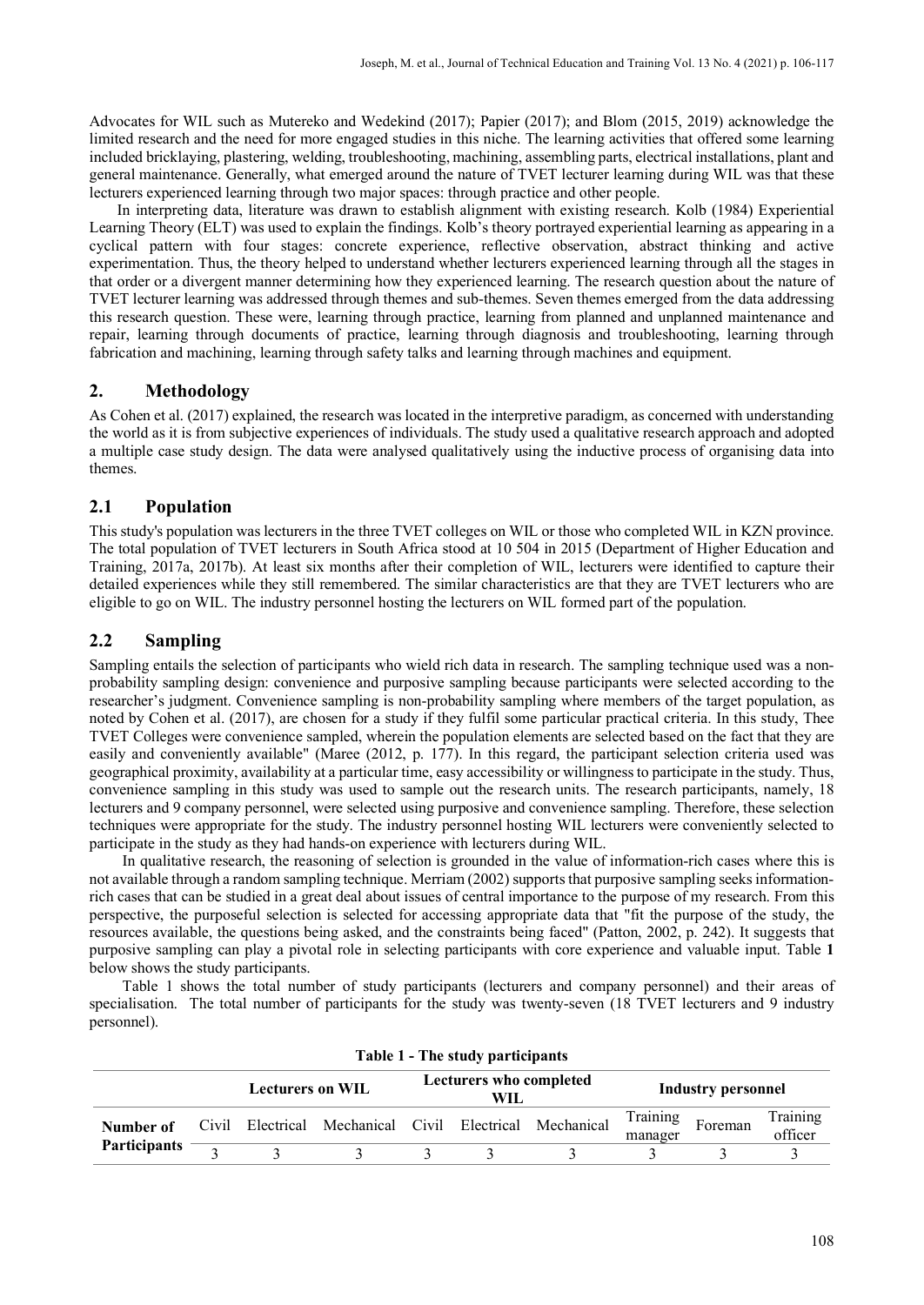Advocates for WIL such as Mutereko and Wedekind (2017); Papier (2017); and Blom (2015, 2019) acknowledge the limited research and the need for more engaged studies in this niche. The learning activities that offered some learning included bricklaying, plastering, welding, troubleshooting, machining, assembling parts, electrical installations, plant and general maintenance. Generally, what emerged around the nature of TVET lecturer learning during WIL was that these lecturers experienced learning through two major spaces: through practice and other people.

In interpreting data, literature was drawn to establish alignment with existing research. Kolb (1984) Experiential Learning Theory (ELT) was used to explain the findings. Kolb's theory portrayed experiential learning as appearing in a cyclical pattern with four stages: concrete experience, reflective observation, abstract thinking and active experimentation. Thus, the theory helped to understand whether lecturers experienced learning through all the stages in that order or a divergent manner determining how they experienced learning. The research question about the nature of TVET lecturer learning was addressed through themes and sub-themes. Seven themes emerged from the data addressing this research question. These were, learning through practice, learning from planned and unplanned maintenance and repair, learning through documents of practice, learning through diagnosis and troubleshooting, learning through fabrication and machining, learning through safety talks and learning through machines and equipment.

## 2. Methodology

As Cohen et al. (2017) explained, the research was located in the interpretive paradigm, as concerned with understanding the world as it is from subjective experiences of individuals. The study used a qualitative research approach and adopted a multiple case study design. The data were analysed qualitatively using the inductive process of organising data into themes.

### 2.1 Population

This study's population was lecturers in the three TVET colleges on WIL or those who completed WIL in KZN province. The total population of TVET lecturers in South Africa stood at 10 504 in 2015 (Department of Higher Education and Training, 2017a, 2017b). At least six months after their completion of WIL, lecturers were identified to capture their detailed experiences while they still remembered. The similar characteristics are that they are TVET lecturers who are eligible to go on WIL. The industry personnel hosting the lecturers on WIL formed part of the population.

### 2.2 Sampling

Sampling entails the selection of participants who wield rich data in research. The sampling technique used was a non-probability sampling design: convenience and purposive sampling because participants were selected according to the researcher's judgment. Convenience sampling is non-probability sampling where members of the target population, as noted by Cohen et al. (2017), are chosen for a study if they fulfil some particular practical criteria. In this study, Thee TVET Colleges were convenience sampled, wherein the population elements are selected based on the fact that they are easily and conveniently available" (Maree (2012, p. 177). In this regard, the participant selection criteria used was geographical proximity, availability at a particular time, easy accessibility or willingness to participate in the study. Thus, convenience sampling in this study was used to sample out the research units. The research participants, namely, 18 lecturers and 9 company personnel, were selected using purposive and convenience sampling. Therefore, these selection techniques were appropriate for the study. The industry personnel hosting WIL lecturers were conveniently selected to participate in the study as they had hands-on experience with lecturers during WIL.

In qualitative research, the reasoning of selection is grounded in the value of information-rich cases where this is not available through a random sampling technique. Merriam (2002) supports that purposive sampling seeks information-rich cases that can be studied in a great deal about issues of central importance to the purpose of my research. From this perspective, the purposeful selection is selected for accessing appropriate data that "fit the purpose of the study, the resources available, the questions being asked, and the constraints being faced" (Patton, 2002, p. 242). It suggests that purposive sampling can play a pivotal role in selecting participants with core experience and valuable input. Table **1** below shows the study participants.

Table 1 shows the total number of study participants (lecturers and company personnel) and their areas of specialisation. The total number of participants for the study was twenty-seven (18 TVET lecturers and 9 industry personnel).

**Table 1 - The study participants**

| | Lecturers on WIL | | | Lecturers who completed WIL | | | Industry personnel | | |
|---|---|---|---|---|---|---|---|---|---|
| **Number of Participants** | Civil | Electrical | Mechanical | Civil | Electrical | Mechanical | Training manager | Foreman | Training officer |
| | 3 | 3 | 3 | 3 | 3 | 3 | 3 | 3 | 3 |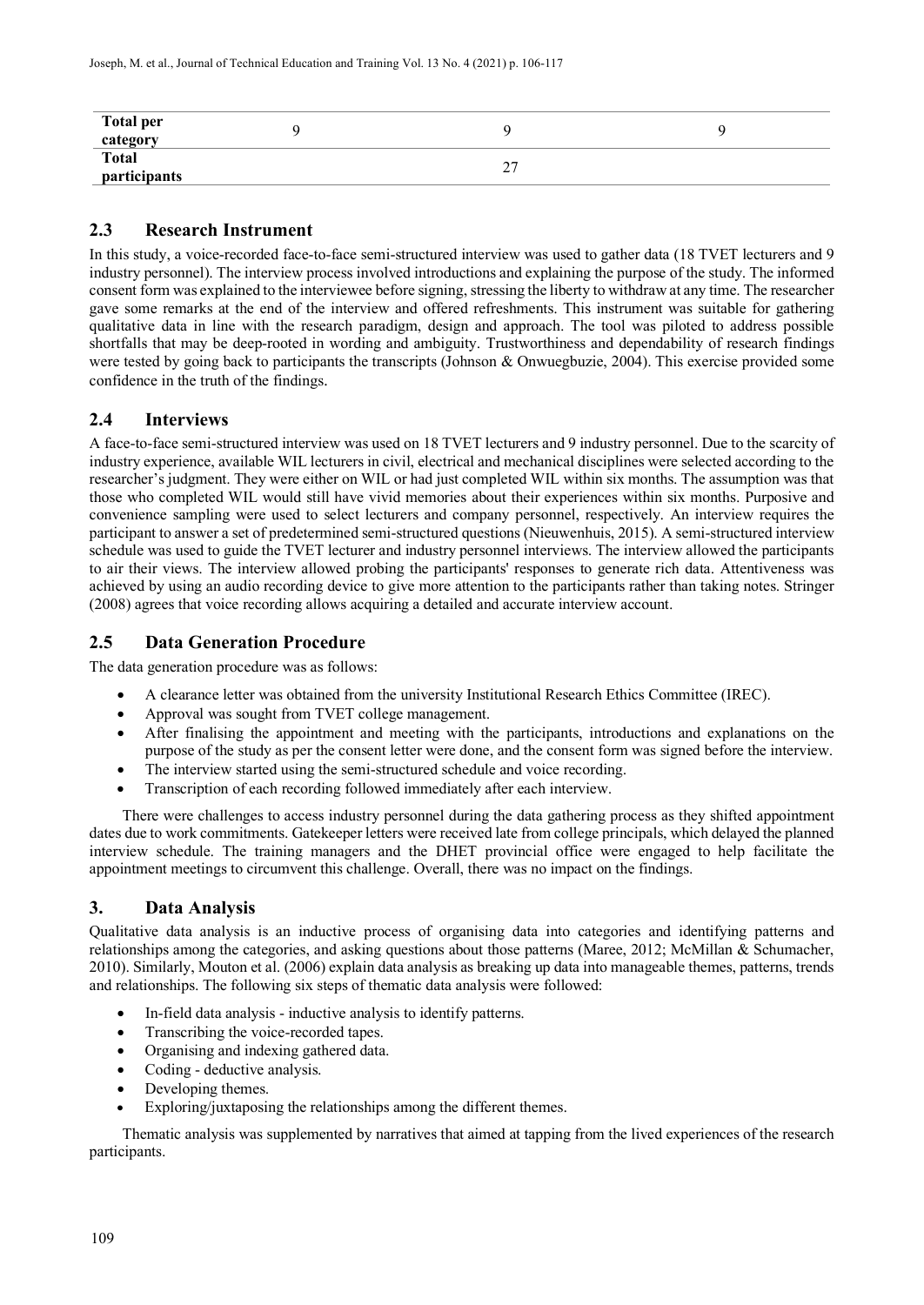| Total per category | 9 | 9 | 9 |
| --- | --- | --- | --- |
| Total participants | | 27 | |

## 2.3 Research Instrument

In this study, a voice-recorded face-to-face semi-structured interview was used to gather data (18 TVET lecturers and 9 industry personnel). The interview process involved introductions and explaining the purpose of the study. The informed consent form was explained to the interviewee before signing, stressing the liberty to withdraw at any time. The researcher gave some remarks at the end of the interview and offered refreshments. This instrument was suitable for gathering qualitative data in line with the research paradigm, design and approach. The tool was piloted to address possible shortfalls that may be deep-rooted in wording and ambiguity. Trustworthiness and dependability of research findings were tested by going back to participants the transcripts (Johnson & Onwuegbuzie, 2004). This exercise provided some confidence in the truth of the findings.

## 2.4 Interviews

A face-to-face semi-structured interview was used on 18 TVET lecturers and 9 industry personnel. Due to the scarcity of industry experience, available WIL lecturers in civil, electrical and mechanical disciplines were selected according to the researcher's judgment. They were either on WIL or had just completed WIL within six months. The assumption was that those who completed WIL would still have vivid memories about their experiences within six months. Purposive and convenience sampling were used to select lecturers and company personnel, respectively. An interview requires the participant to answer a set of predetermined semi-structured questions (Nieuwenhuis, 2015). A semi-structured interview schedule was used to guide the TVET lecturer and industry personnel interviews. The interview allowed the participants to air their views. The interview allowed probing the participants' responses to generate rich data. Attentiveness was achieved by using an audio recording device to give more attention to the participants rather than taking notes. Stringer (2008) agrees that voice recording allows acquiring a detailed and accurate interview account.

## 2.5 Data Generation Procedure

The data generation procedure was as follows:

- A clearance letter was obtained from the university Institutional Research Ethics Committee (IREC).
- Approval was sought from TVET college management.
- After finalising the appointment and meeting with the participants, introductions and explanations on the purpose of the study as per the consent letter were done, and the consent form was signed before the interview.
- The interview started using the semi-structured schedule and voice recording.
- Transcription of each recording followed immediately after each interview.

There were challenges to access industry personnel during the data gathering process as they shifted appointment dates due to work commitments. Gatekeeper letters were received late from college principals, which delayed the planned interview schedule. The training managers and the DHET provincial office were engaged to help facilitate the appointment meetings to circumvent this challenge. Overall, there was no impact on the findings.

# 3. Data Analysis

Qualitative data analysis is an inductive process of organising data into categories and identifying patterns and relationships among the categories, and asking questions about those patterns (Maree, 2012; McMillan & Schumacher, 2010). Similarly, Mouton et al. (2006) explain data analysis as breaking up data into manageable themes, patterns, trends and relationships. The following six steps of thematic data analysis were followed:

- In-field data analysis - inductive analysis to identify patterns.
- Transcribing the voice-recorded tapes.
- Organising and indexing gathered data.
- Coding - deductive analysis.
- Developing themes.
- Exploring/juxtaposing the relationships among the different themes.

Thematic analysis was supplemented by narratives that aimed at tapping from the lived experiences of the research participants.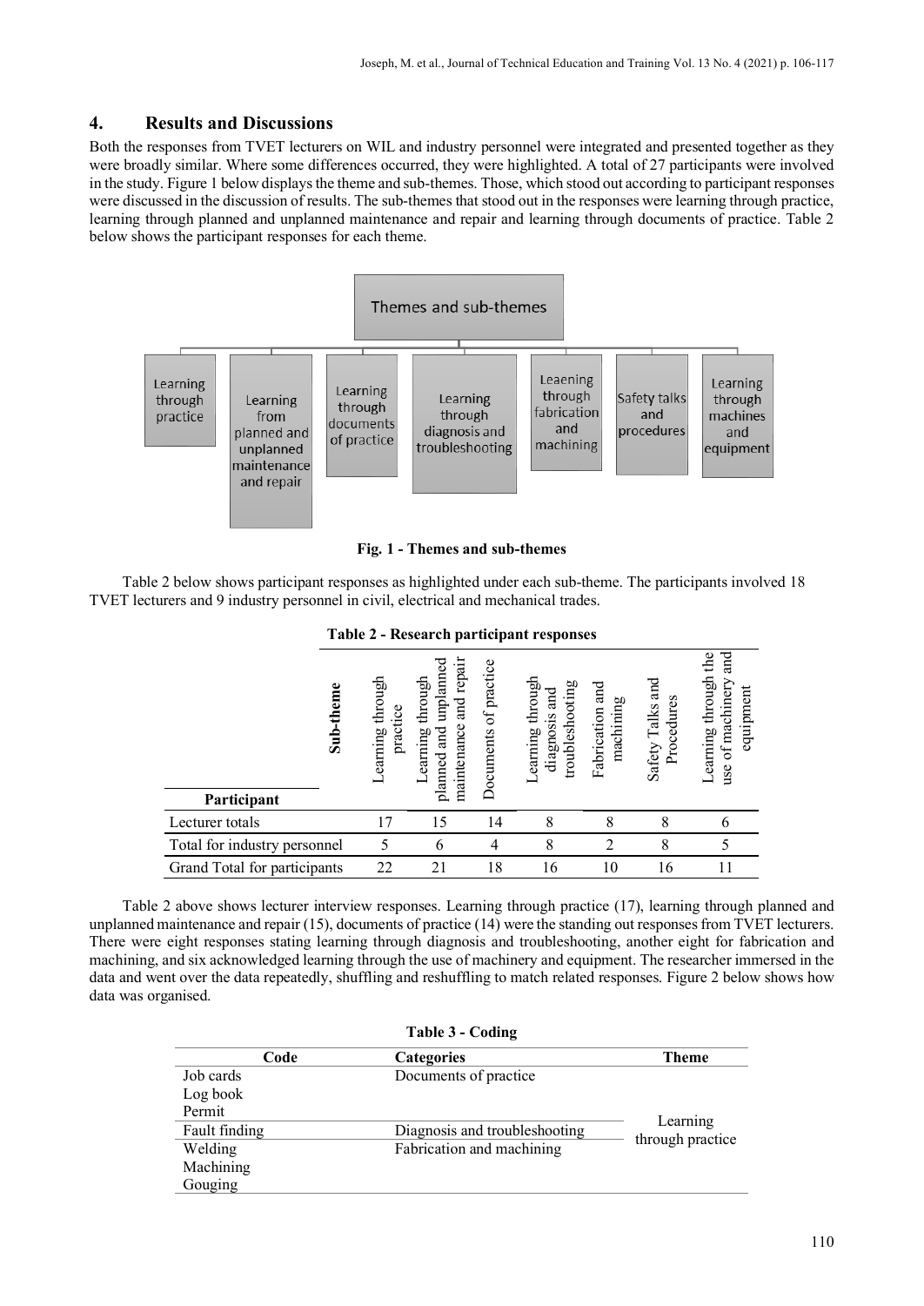## 4. Results and Discussions

Both the responses from TVET lecturers on WIL and industry personnel were integrated and presented together as they were broadly similar. Where some differences occurred, they were highlighted. A total of 27 participants were involved in the study. Figure 1 below displays the theme and sub-themes. Those, which stood out according to participant responses were discussed in the discussion of results. The sub-themes that stood out in the responses were learning through practice, learning through planned and unplanned maintenance and repair and learning through documents of practice. Table 2 below shows the participant responses for each theme.

Themes and sub-themes

- Learning through practice
- Learning from planned and unplanned maintenance and repair
- Learning through documents of practice
- Learning through diagnosis and troubleshooting
- Leaening through fabrication and machining
- Safety talks and procedures
- Learning through machines and equipment

**Fig. 1 - Themes and sub-themes**

Table 2 below shows participant responses as highlighted under each sub-theme. The participants involved 18 TVET lecturers and 9 industry personnel in civil, electrical and mechanical trades.

**Table 2 - Research participant responses**

| Participant / Sub-theme | Learning through practice | Learning through planned and unplanned maintenance and repair | Documents of practice | Learning through diagnosis and troubleshooting | Fabrication and machining | Safety Talks and Procedures | Learning through the use of machinery and equipment |
|---|---|---|---|---|---|---|---|
| Lecturer totals | 17 | 15 | 14 | 8 | 8 | 8 | 6 |
| Total for industry personnel | 5 | 6 | 4 | 8 | 2 | 8 | 5 |
| Grand Total for participants | 22 | 21 | 18 | 16 | 10 | 16 | 11 |

Table 2 above shows lecturer interview responses. Learning through practice (17), learning through planned and unplanned maintenance and repair (15), documents of practice (14) were the standing out responses from TVET lecturers. There were eight responses stating learning through diagnosis and troubleshooting, another eight for fabrication and machining, and six acknowledged learning through the use of machinery and equipment. The researcher immersed in the data and went over the data repeatedly, shuffling and reshuffling to match related responses. Figure 2 below shows how data was organised.

**Table 3 - Coding**

| Code | Categories | Theme |
|---|---|---|
| Job cards<br>Log book<br>Permit | Documents of practice | Learning through practice |
| Fault finding | Diagnosis and troubleshooting | |
| Welding<br>Machining<br>Gouging | Fabrication and machining | |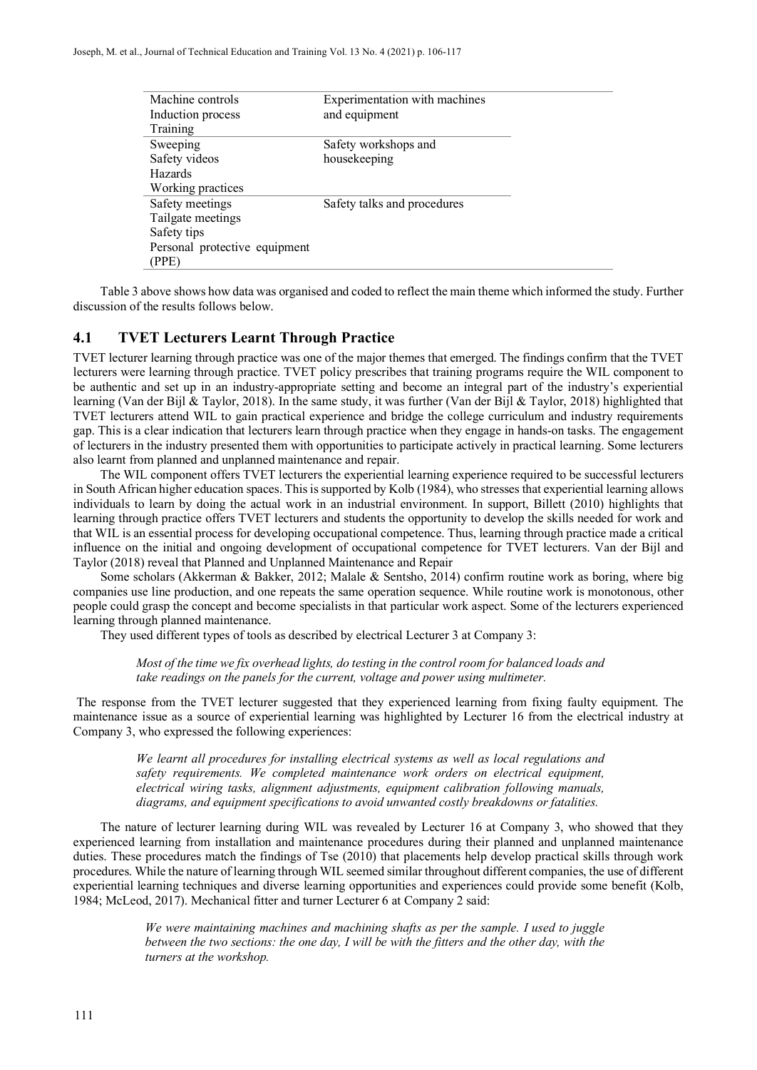| | |
|---|---|
| Machine controls<br>Induction process<br>Training | Experimentation with machines and equipment |
| Sweeping<br>Safety videos<br>Hazards<br>Working practices | Safety workshops and housekeeping |
| Safety meetings<br>Tailgate meetings<br>Safety tips<br>Personal protective equipment (PPE) | Safety talks and procedures |

Table 3 above shows how data was organised and coded to reflect the main theme which informed the study. Further discussion of the results follows below.

## 4.1 TVET Lecturers Learnt Through Practice

TVET lecturer learning through practice was one of the major themes that emerged. The findings confirm that the TVET lecturers were learning through practice. TVET policy prescribes that training programs require the WIL component to be authentic and set up in an industry-appropriate setting and become an integral part of the industry's experiential learning (Van der Bijl & Taylor, 2018). In the same study, it was further (Van der Bijl & Taylor, 2018) highlighted that TVET lecturers attend WIL to gain practical experience and bridge the college curriculum and industry requirements gap. This is a clear indication that lecturers learn through practice when they engage in hands-on tasks. The engagement of lecturers in the industry presented them with opportunities to participate actively in practical learning. Some lecturers also learnt from planned and unplanned maintenance and repair.

The WIL component offers TVET lecturers the experiential learning experience required to be successful lecturers in South African higher education spaces. This is supported by Kolb (1984), who stresses that experiential learning allows individuals to learn by doing the actual work in an industrial environment. In support, Billett (2010) highlights that learning through practice offers TVET lecturers and students the opportunity to develop the skills needed for work and that WIL is an essential process for developing occupational competence. Thus, learning through practice made a critical influence on the initial and ongoing development of occupational competence for TVET lecturers. Van der Bijl and Taylor (2018) reveal that Planned and Unplanned Maintenance and Repair

Some scholars (Akkerman & Bakker, 2012; Malale & Sentsho, 2014) confirm routine work as boring, where big companies use line production, and one repeats the same operation sequence. While routine work is monotonous, other people could grasp the concept and become specialists in that particular work aspect. Some of the lecturers experienced learning through planned maintenance.

They used different types of tools as described by electrical Lecturer 3 at Company 3:

> *Most of the time we fix overhead lights, do testing in the control room for balanced loads and take readings on the panels for the current, voltage and power using multimeter.*

The response from the TVET lecturer suggested that they experienced learning from fixing faulty equipment. The maintenance issue as a source of experiential learning was highlighted by Lecturer 16 from the electrical industry at Company 3, who expressed the following experiences:

> *We learnt all procedures for installing electrical systems as well as local regulations and safety requirements. We completed maintenance work orders on electrical equipment, electrical wiring tasks, alignment adjustments, equipment calibration following manuals, diagrams, and equipment specifications to avoid unwanted costly breakdowns or fatalities.*

The nature of lecturer learning during WIL was revealed by Lecturer 16 at Company 3, who showed that they experienced learning from installation and maintenance procedures during their planned and unplanned maintenance duties. These procedures match the findings of Tse (2010) that placements help develop practical skills through work procedures. While the nature of learning through WIL seemed similar throughout different companies, the use of different experiential learning techniques and diverse learning opportunities and experiences could provide some benefit (Kolb, 1984; McLeod, 2017). Mechanical fitter and turner Lecturer 6 at Company 2 said:

> *We were maintaining machines and machining shafts as per the sample. I used to juggle between the two sections: the one day, I will be with the fitters and the other day, with the turners at the workshop.*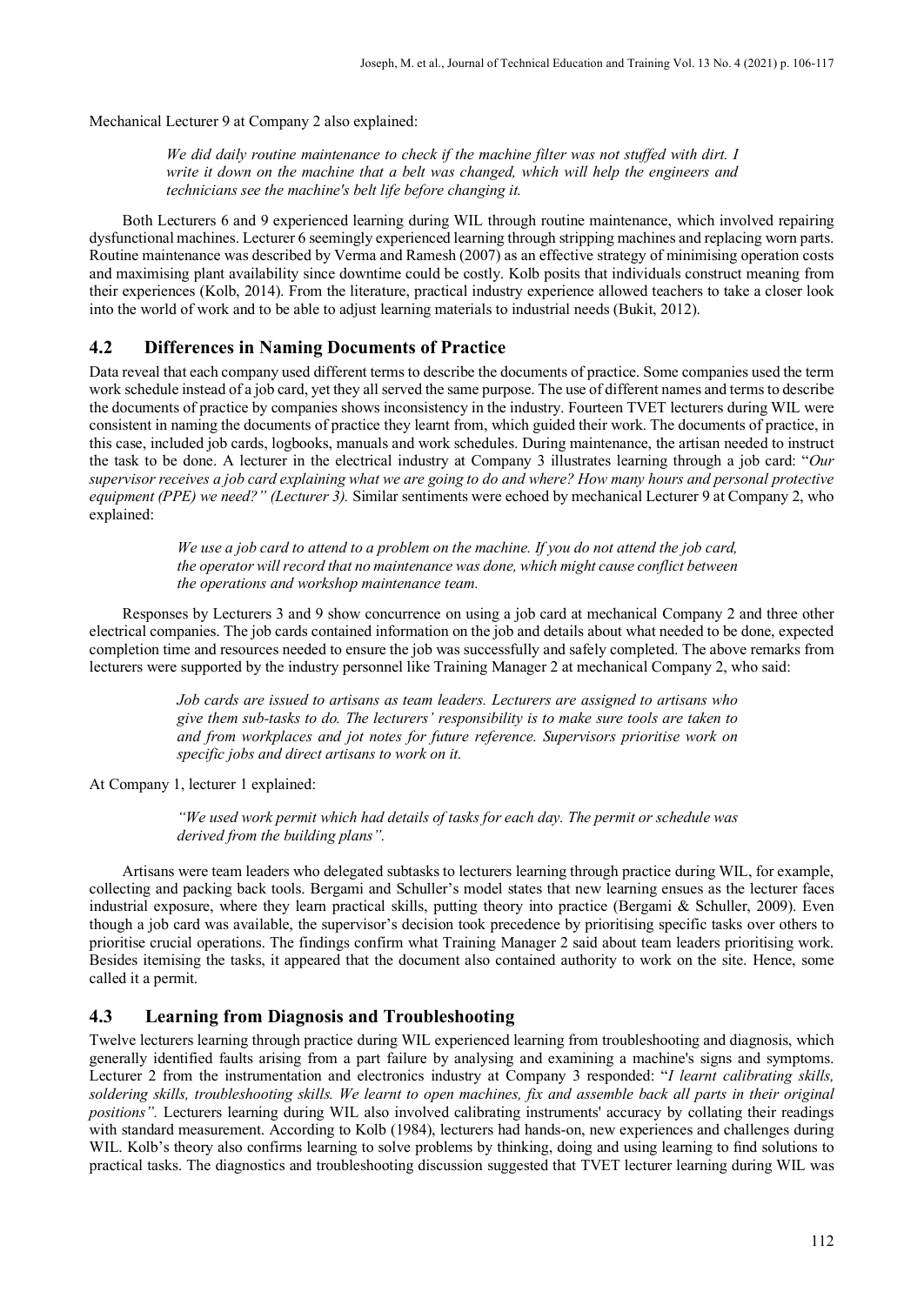Mechanical Lecturer 9 at Company 2 also explained:

> *We did daily routine maintenance to check if the machine filter was not stuffed with dirt. I write it down on the machine that a belt was changed, which will help the engineers and technicians see the machine's belt life before changing it.*

Both Lecturers 6 and 9 experienced learning during WIL through routine maintenance, which involved repairing dysfunctional machines. Lecturer 6 seemingly experienced learning through stripping machines and replacing worn parts. Routine maintenance was described by Verma and Ramesh (2007) as an effective strategy of minimising operation costs and maximising plant availability since downtime could be costly. Kolb posits that individuals construct meaning from their experiences (Kolb, 2014). From the literature, practical industry experience allowed teachers to take a closer look into the world of work and to be able to adjust learning materials to industrial needs (Bukit, 2012).

## 4.2 Differences in Naming Documents of Practice

Data reveal that each company used different terms to describe the documents of practice. Some companies used the term work schedule instead of a job card, yet they all served the same purpose. The use of different names and terms to describe the documents of practice by companies shows inconsistency in the industry. Fourteen TVET lecturers during WIL were consistent in naming the documents of practice they learnt from, which guided their work. The documents of practice, in this case, included job cards, logbooks, manuals and work schedules. During maintenance, the artisan needed to instruct the task to be done. A lecturer in the electrical industry at Company 3 illustrates learning through a job card: "*Our supervisor receives a job card explaining what we are going to do and where? How many hours and personal protective equipment (PPE) we need?" (Lecturer 3).* Similar sentiments were echoed by mechanical Lecturer 9 at Company 2, who explained:

> *We use a job card to attend to a problem on the machine. If you do not attend the job card, the operator will record that no maintenance was done, which might cause conflict between the operations and workshop maintenance team.*

Responses by Lecturers 3 and 9 show concurrence on using a job card at mechanical Company 2 and three other electrical companies. The job cards contained information on the job and details about what needed to be done, expected completion time and resources needed to ensure the job was successfully and safely completed. The above remarks from lecturers were supported by the industry personnel like Training Manager 2 at mechanical Company 2, who said:

> *Job cards are issued to artisans as team leaders. Lecturers are assigned to artisans who give them sub-tasks to do. The lecturers' responsibility is to make sure tools are taken to and from workplaces and jot notes for future reference. Supervisors prioritise work on specific jobs and direct artisans to work on it.*

At Company 1, lecturer 1 explained:

> *"We used work permit which had details of tasks for each day. The permit or schedule was derived from the building plans".*

Artisans were team leaders who delegated subtasks to lecturers learning through practice during WIL, for example, collecting and packing back tools. Bergami and Schuller's model states that new learning ensues as the lecturer faces industrial exposure, where they learn practical skills, putting theory into practice (Bergami & Schuller, 2009). Even though a job card was available, the supervisor's decision took precedence by prioritising specific tasks over others to prioritise crucial operations. The findings confirm what Training Manager 2 said about team leaders prioritising work. Besides itemising the tasks, it appeared that the document also contained authority to work on the site. Hence, some called it a permit.

## 4.3 Learning from Diagnosis and Troubleshooting

Twelve lecturers learning through practice during WIL experienced learning from troubleshooting and diagnosis, which generally identified faults arising from a part failure by analysing and examining a machine's signs and symptoms. Lecturer 2 from the instrumentation and electronics industry at Company 3 responded: "*I learnt calibrating skills, soldering skills, troubleshooting skills. We learnt to open machines, fix and assemble back all parts in their original positions".* Lecturers learning during WIL also involved calibrating instruments' accuracy by collating their readings with standard measurement. According to Kolb (1984), lecturers had hands-on, new experiences and challenges during WIL. Kolb's theory also confirms learning to solve problems by thinking, doing and using learning to find solutions to practical tasks. The diagnostics and troubleshooting discussion suggested that TVET lecturer learning during WIL was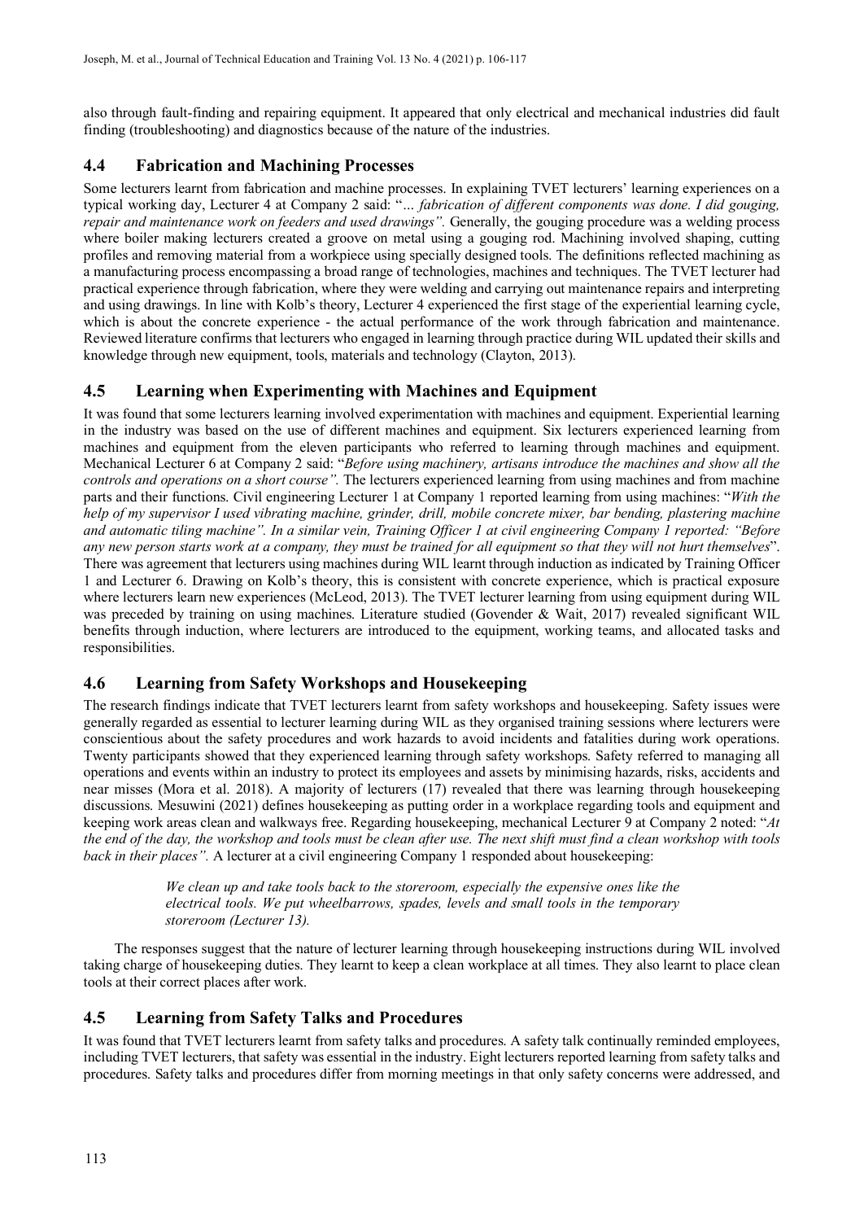also through fault-finding and repairing equipment. It appeared that only electrical and mechanical industries did fault finding (troubleshooting) and diagnostics because of the nature of the industries.

## 4.4 Fabrication and Machining Processes

Some lecturers learnt from fabrication and machine processes. In explaining TVET lecturers' learning experiences on a typical working day, Lecturer 4 at Company 2 said: "*... fabrication of different components was done. I did gouging, repair and maintenance work on feeders and used drawings".* Generally, the gouging procedure was a welding process where boiler making lecturers created a groove on metal using a gouging rod. Machining involved shaping, cutting profiles and removing material from a workpiece using specially designed tools. The definitions reflected machining as a manufacturing process encompassing a broad range of technologies, machines and techniques. The TVET lecturer had practical experience through fabrication, where they were welding and carrying out maintenance repairs and interpreting and using drawings. In line with Kolb's theory, Lecturer 4 experienced the first stage of the experiential learning cycle, which is about the concrete experience - the actual performance of the work through fabrication and maintenance. Reviewed literature confirms that lecturers who engaged in learning through practice during WIL updated their skills and knowledge through new equipment, tools, materials and technology (Clayton, 2013).

## 4.5 Learning when Experimenting with Machines and Equipment

It was found that some lecturers learning involved experimentation with machines and equipment. Experiential learning in the industry was based on the use of different machines and equipment. Six lecturers experienced learning from machines and equipment from the eleven participants who referred to learning through machines and equipment. Mechanical Lecturer 6 at Company 2 said: "*Before using machinery, artisans introduce the machines and show all the controls and operations on a short course".* The lecturers experienced learning from using machines and from machine parts and their functions. Civil engineering Lecturer 1 at Company 1 reported learning from using machines: "*With the help of my supervisor I used vibrating machine, grinder, drill, mobile concrete mixer, bar bending, plastering machine and automatic tiling machine". In a similar vein, Training Officer 1 at civil engineering Company 1 reported: "Before any new person starts work at a company, they must be trained for all equipment so that they will not hurt themselves*". There was agreement that lecturers using machines during WIL learnt through induction as indicated by Training Officer 1 and Lecturer 6. Drawing on Kolb's theory, this is consistent with concrete experience, which is practical exposure where lecturers learn new experiences (McLeod, 2013). The TVET lecturer learning from using equipment during WIL was preceded by training on using machines. Literature studied (Govender & Wait, 2017) revealed significant WIL benefits through induction, where lecturers are introduced to the equipment, working teams, and allocated tasks and responsibilities.

## 4.6 Learning from Safety Workshops and Housekeeping

The research findings indicate that TVET lecturers learnt from safety workshops and housekeeping. Safety issues were generally regarded as essential to lecturer learning during WIL as they organised training sessions where lecturers were conscientious about the safety procedures and work hazards to avoid incidents and fatalities during work operations. Twenty participants showed that they experienced learning through safety workshops. Safety referred to managing all operations and events within an industry to protect its employees and assets by minimising hazards, risks, accidents and near misses (Mora et al. 2018). A majority of lecturers (17) revealed that there was learning through housekeeping discussions. Mesuwini (2021) defines housekeeping as putting order in a workplace regarding tools and equipment and keeping work areas clean and walkways free. Regarding housekeeping, mechanical Lecturer 9 at Company 2 noted: "*At the end of the day, the workshop and tools must be clean after use. The next shift must find a clean workshop with tools back in their places".* A lecturer at a civil engineering Company 1 responded about housekeeping:

> *We clean up and take tools back to the storeroom, especially the expensive ones like the electrical tools. We put wheelbarrows, spades, levels and small tools in the temporary storeroom (Lecturer 13).*

The responses suggest that the nature of lecturer learning through housekeeping instructions during WIL involved taking charge of housekeeping duties. They learnt to keep a clean workplace at all times. They also learnt to place clean tools at their correct places after work.

## 4.5 Learning from Safety Talks and Procedures

It was found that TVET lecturers learnt from safety talks and procedures. A safety talk continually reminded employees, including TVET lecturers, that safety was essential in the industry. Eight lecturers reported learning from safety talks and procedures. Safety talks and procedures differ from morning meetings in that only safety concerns were addressed, and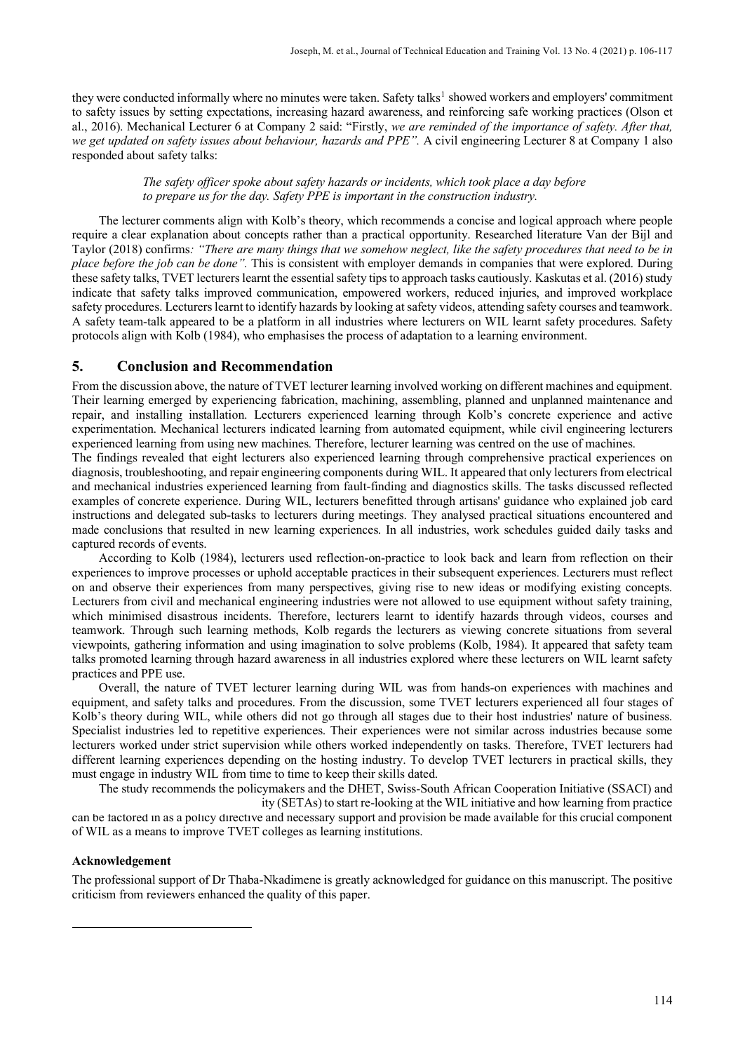they were conducted informally where no minutes were taken. Safety talks[1] showed workers and employers' commitment to safety issues by setting expectations, increasing hazard awareness, and reinforcing safe working practices (Olson et al., 2016). Mechanical Lecturer 6 at Company 2 said: "Firstly, *we are reminded of the importance of safety. After that, we get updated on safety issues about behaviour, hazards and PPE".* A civil engineering Lecturer 8 at Company 1 also responded about safety talks:

> *The safety officer spoke about safety hazards or incidents, which took place a day before to prepare us for the day. Safety PPE is important in the construction industry.*

The lecturer comments align with Kolb's theory, which recommends a concise and logical approach where people require a clear explanation about concepts rather than a practical opportunity. Researched literature Van der Bijl and Taylor (2018) confirms*: "There are many things that we somehow neglect, like the safety procedures that need to be in place before the job can be done".* This is consistent with employer demands in companies that were explored. During these safety talks, TVET lecturers learnt the essential safety tips to approach tasks cautiously. Kaskutas et al. (2016) study indicate that safety talks improved communication, empowered workers, reduced injuries, and improved workplace safety procedures. Lecturers learnt to identify hazards by looking at safety videos, attending safety courses and teamwork. A safety team-talk appeared to be a platform in all industries where lecturers on WIL learnt safety procedures. Safety protocols align with Kolb (1984), who emphasises the process of adaptation to a learning environment.

## 5. Conclusion and Recommendation

From the discussion above, the nature of TVET lecturer learning involved working on different machines and equipment. Their learning emerged by experiencing fabrication, machining, assembling, planned and unplanned maintenance and repair, and installing installation. Lecturers experienced learning through Kolb's concrete experience and active experimentation. Mechanical lecturers indicated learning from automated equipment, while civil engineering lecturers experienced learning from using new machines. Therefore, lecturer learning was centred on the use of machines.

The findings revealed that eight lecturers also experienced learning through comprehensive practical experiences on diagnosis, troubleshooting, and repair engineering components during WIL. It appeared that only lecturers from electrical and mechanical industries experienced learning from fault-finding and diagnostics skills. The tasks discussed reflected examples of concrete experience. During WIL, lecturers benefitted through artisans' guidance who explained job card instructions and delegated sub-tasks to lecturers during meetings. They analysed practical situations encountered and made conclusions that resulted in new learning experiences. In all industries, work schedules guided daily tasks and captured records of events.

According to Kolb (1984), lecturers used reflection-on-practice to look back and learn from reflection on their experiences to improve processes or uphold acceptable practices in their subsequent experiences. Lecturers must reflect on and observe their experiences from many perspectives, giving rise to new ideas or modifying existing concepts. Lecturers from civil and mechanical engineering industries were not allowed to use equipment without safety training, which minimised disastrous incidents. Therefore, lecturers learnt to identify hazards through videos, courses and teamwork. Through such learning methods, Kolb regards the lecturers as viewing concrete situations from several viewpoints, gathering information and using imagination to solve problems (Kolb, 1984). It appeared that safety team talks promoted learning through hazard awareness in all industries explored where these lecturers on WIL learnt safety practices and PPE use.

Overall, the nature of TVET lecturer learning during WIL was from hands-on experiences with machines and equipment, and safety talks and procedures. From the discussion, some TVET lecturers experienced all four stages of Kolb's theory during WIL, while others did not go through all stages due to their host industries' nature of business. Specialist industries led to repetitive experiences. Their experiences were not similar across industries because some lecturers worked under strict supervision while others worked independently on tasks. Therefore, TVET lecturers had different learning experiences depending on the hosting industry. To develop TVET lecturers in practical skills, they must engage in industry WIL from time to time to keep their skills dated.

The study recommends the policymakers and the DHET, Swiss-South African Cooperation Initiative (SSACI) and ity (SETAs) to start re-looking at the WIL initiative and how learning from practice can be factored in as a policy directive and necessary support and provision be made available for this crucial component of WIL as a means to improve TVET colleges as learning institutions.

### Acknowledgement

The professional support of Dr Thaba-Nkadimene is greatly acknowledged for guidance on this manuscript. The positive criticism from reviewers enhanced the quality of this paper.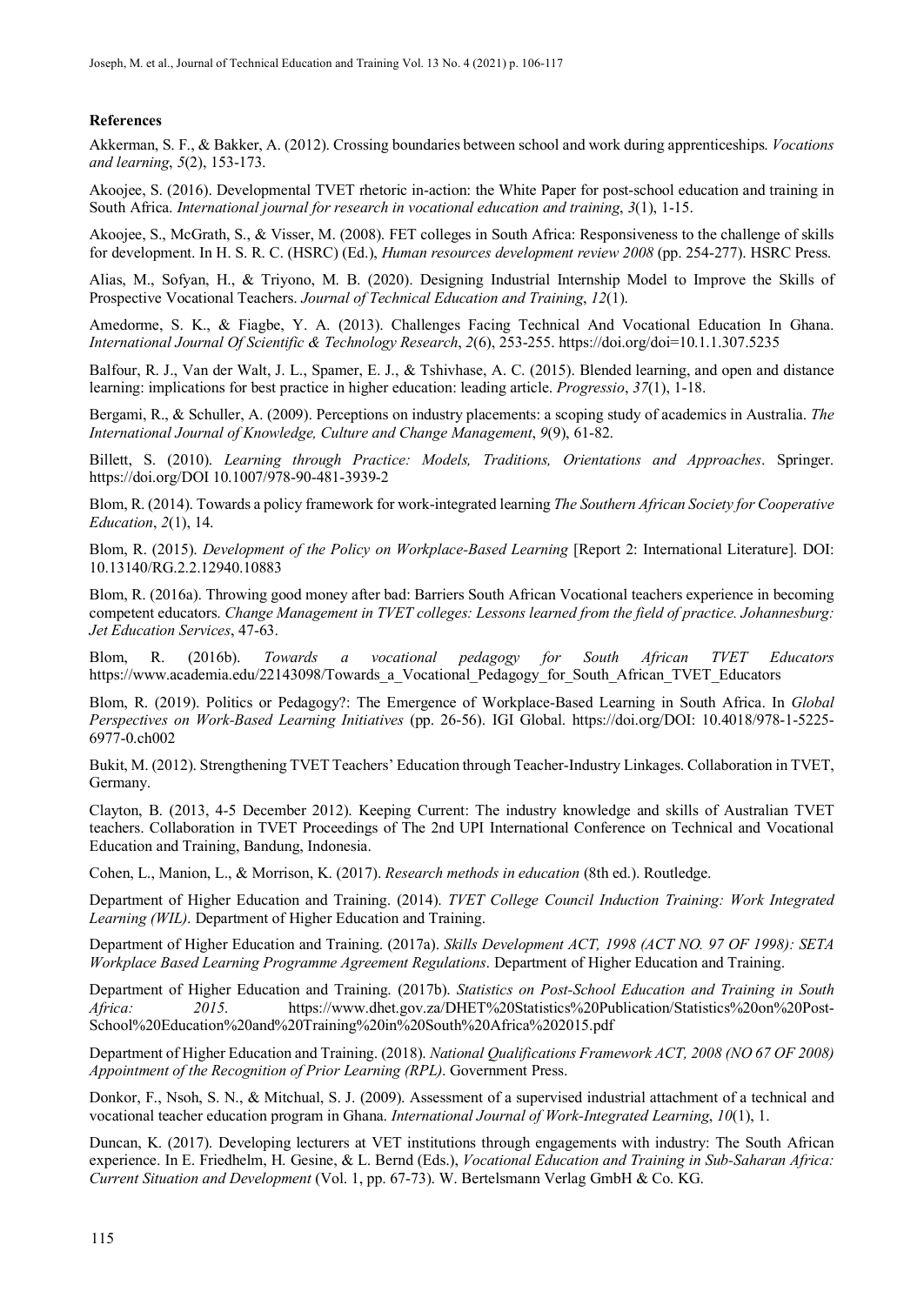### References

Akkerman, S. F., & Bakker, A. (2012). Crossing boundaries between school and work during apprenticeships. *Vocations and learning*, *5*(2), 153-173.

Akoojee, S. (2016). Developmental TVET rhetoric in-action: the White Paper for post-school education and training in South Africa. *International journal for research in vocational education and training*, *3*(1), 1-15.

Akoojee, S., McGrath, S., & Visser, M. (2008). FET colleges in South Africa: Responsiveness to the challenge of skills for development. In H. S. R. C. (HSRC) (Ed.), *Human resources development review 2008* (pp. 254-277). HSRC Press.

Alias, M., Sofyan, H., & Triyono, M. B. (2020). Designing Industrial Internship Model to Improve the Skills of Prospective Vocational Teachers. *Journal of Technical Education and Training*, *12*(1).

Amedorme, S. K., & Fiagbe, Y. A. (2013). Challenges Facing Technical And Vocational Education In Ghana. *International Journal Of Scientific & Technology Research*, *2*(6), 253-255. https://doi.org/doi=10.1.1.307.5235

Balfour, R. J., Van der Walt, J. L., Spamer, E. J., & Tshivhase, A. C. (2015). Blended learning, and open and distance learning: implications for best practice in higher education: leading article. *Progressio*, *37*(1), 1-18.

Bergami, R., & Schuller, A. (2009). Perceptions on industry placements: a scoping study of academics in Australia. *The International Journal of Knowledge, Culture and Change Management*, *9*(9), 61-82.

Billett, S. (2010). *Learning through Practice: Models, Traditions, Orientations and Approaches*. Springer. https://doi.org/DOI 10.1007/978-90-481-3939-2

Blom, R. (2014). Towards a policy framework for work-integrated learning *The Southern African Society for Cooperative Education*, *2*(1), 14.

Blom, R. (2015). *Development of the Policy on Workplace-Based Learning* [Report 2: International Literature]. DOI: 10.13140/RG.2.2.12940.10883

Blom, R. (2016a). Throwing good money after bad: Barriers South African Vocational teachers experience in becoming competent educators. *Change Management in TVET colleges: Lessons learned from the field of practice. Johannesburg: Jet Education Services*, 47-63.

Blom, R. (2016b). *Towards a vocational pedagogy for South African TVET Educators* https://www.academia.edu/22143098/Towards_a_Vocational_Pedagogy_for_South_African_TVET_Educators

Blom, R. (2019). Politics or Pedagogy?: The Emergence of Workplace-Based Learning in South Africa. In *Global Perspectives on Work-Based Learning Initiatives* (pp. 26-56). IGI Global. https://doi.org/DOI: 10.4018/978-1-5225-6977-0.ch002

Bukit, M. (2012). Strengthening TVET Teachers' Education through Teacher-Industry Linkages. Collaboration in TVET, Germany.

Clayton, B. (2013, 4-5 December 2012). Keeping Current: The industry knowledge and skills of Australian TVET teachers. Collaboration in TVET Proceedings of The 2nd UPI International Conference on Technical and Vocational Education and Training, Bandung, Indonesia.

Cohen, L., Manion, L., & Morrison, K. (2017). *Research methods in education* (8th ed.). Routledge.

Department of Higher Education and Training. (2014). *TVET College Council Induction Training: Work Integrated Learning (WIL)*. Department of Higher Education and Training.

Department of Higher Education and Training. (2017a). *Skills Development ACT, 1998 (ACT NO. 97 OF 1998): SETA Workplace Based Learning Programme Agreement Regulations*. Department of Higher Education and Training.

Department of Higher Education and Training. (2017b). *Statistics on Post-School Education and Training in South Africa: 2015*. https://www.dhet.gov.za/DHET%20Statistics%20Publication/Statistics%20on%20Post-School%20Education%20and%20Training%20in%20South%20Africa%202015.pdf

Department of Higher Education and Training. (2018). *National Qualifications Framework ACT, 2008 (NO 67 OF 2008) Appointment of the Recognition of Prior Learning (RPL)*. Government Press.

Donkor, F., Nsoh, S. N., & Mitchual, S. J. (2009). Assessment of a supervised industrial attachment of a technical and vocational teacher education program in Ghana. *International Journal of Work-Integrated Learning*, *10*(1), 1.

Duncan, K. (2017). Developing lecturers at VET institutions through engagements with industry: The South African experience. In E. Friedhelm, H. Gesine, & L. Bernd (Eds.), *Vocational Education and Training in Sub-Saharan Africa: Current Situation and Development* (Vol. 1, pp. 67-73). W. Bertelsmann Verlag GmbH & Co. KG.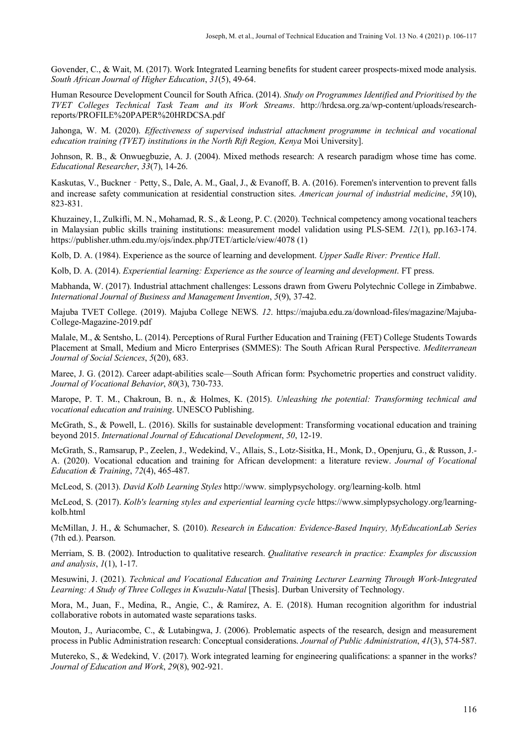Govender, C., & Wait, M. (2017). Work Integrated Learning benefits for student career prospects-mixed mode analysis. *South African Journal of Higher Education*, *31*(5), 49-64.

Human Resource Development Council for South Africa. (2014). *Study on Programmes Identified and Prioritised by the TVET Colleges Technical Task Team and its Work Streams*. http://hrdcsa.org.za/wp-content/uploads/research-reports/PROFILE%20PAPER%20HRDCSA.pdf

Jahonga, W. M. (2020). *Effectiveness of supervised industrial attachment programme in technical and vocational education training (TVET) institutions in the North Rift Region, Kenya* Moi University].

Johnson, R. B., & Onwuegbuzie, A. J. (2004). Mixed methods research: A research paradigm whose time has come. *Educational Researcher*, *33*(7), 14-26.

Kaskutas, V., Buckner‐Petty, S., Dale, A. M., Gaal, J., & Evanoff, B. A. (2016). Foremen's intervention to prevent falls and increase safety communication at residential construction sites. *American journal of industrial medicine*, *59*(10), 823-831.

Khuzainey, I., Zulkifli, M. N., Mohamad, R. S., & Leong, P. C. (2020). Technical competency among vocational teachers in Malaysian public skills training institutions: measurement model validation using PLS-SEM. *12*(1), pp.163-174. https://publisher.uthm.edu.my/ojs/index.php/JTET/article/view/4078 (1)

Kolb, D. A. (1984). Experience as the source of learning and development. *Upper Sadle River: Prentice Hall*.

Kolb, D. A. (2014). *Experiential learning: Experience as the source of learning and development*. FT press.

Mabhanda, W. (2017). Industrial attachment challenges: Lessons drawn from Gweru Polytechnic College in Zimbabwe. *International Journal of Business and Management Invention*, *5*(9), 37-42.

Majuba TVET College. (2019). Majuba College NEWS. *12*. https://majuba.edu.za/download-files/magazine/Majuba-College-Magazine-2019.pdf

Malale, M., & Sentsho, L. (2014). Perceptions of Rural Further Education and Training (FET) College Students Towards Placement at Small, Medium and Micro Enterprises (SMMES): The South African Rural Perspective. *Mediterranean Journal of Social Sciences*, *5*(20), 683.

Maree, J. G. (2012). Career adapt-abilities scale—South African form: Psychometric properties and construct validity. *Journal of Vocational Behavior*, *80*(3), 730-733.

Marope, P. T. M., Chakroun, B. n., & Holmes, K. (2015). *Unleashing the potential: Transforming technical and vocational education and training*. UNESCO Publishing.

McGrath, S., & Powell, L. (2016). Skills for sustainable development: Transforming vocational education and training beyond 2015. *International Journal of Educational Development*, *50*, 12-19.

McGrath, S., Ramsarup, P., Zeelen, J., Wedekind, V., Allais, S., Lotz-Sisitka, H., Monk, D., Openjuru, G., & Russon, J.-A. (2020). Vocational education and training for African development: a literature review. *Journal of Vocational Education & Training*, *72*(4), 465-487.

McLeod, S. (2013). *David Kolb Learning Styles* http://www. simplypsychology. org/learning-kolb. html

McLeod, S. (2017). *Kolb's learning styles and experiential learning cycle* https://www.simplypsychology.org/learning-kolb.html

McMillan, J. H., & Schumacher, S. (2010). *Research in Education: Evidence-Based Inquiry, MyEducationLab Series* (7th ed.). Pearson.

Merriam, S. B. (2002). Introduction to qualitative research. *Qualitative research in practice: Examples for discussion and analysis*, *1*(1), 1-17.

Mesuwini, J. (2021). *Technical and Vocational Education and Training Lecturer Learning Through Work-Integrated Learning: A Study of Three Colleges in Kwazulu-Natal* [Thesis]. Durban University of Technology.

Mora, M., Juan, F., Medina, R., Angie, C., & Ramírez, A. E. (2018). Human recognition algorithm for industrial collaborative robots in automated waste separations tasks.

Mouton, J., Auriacombe, C., & Lutabingwa, J. (2006). Problematic aspects of the research, design and measurement process in Public Administration research: Conceptual considerations. *Journal of Public Administration*, *41*(3), 574-587.

Mutereko, S., & Wedekind, V. (2017). Work integrated learning for engineering qualifications: a spanner in the works? *Journal of Education and Work*, *29*(8), 902-921.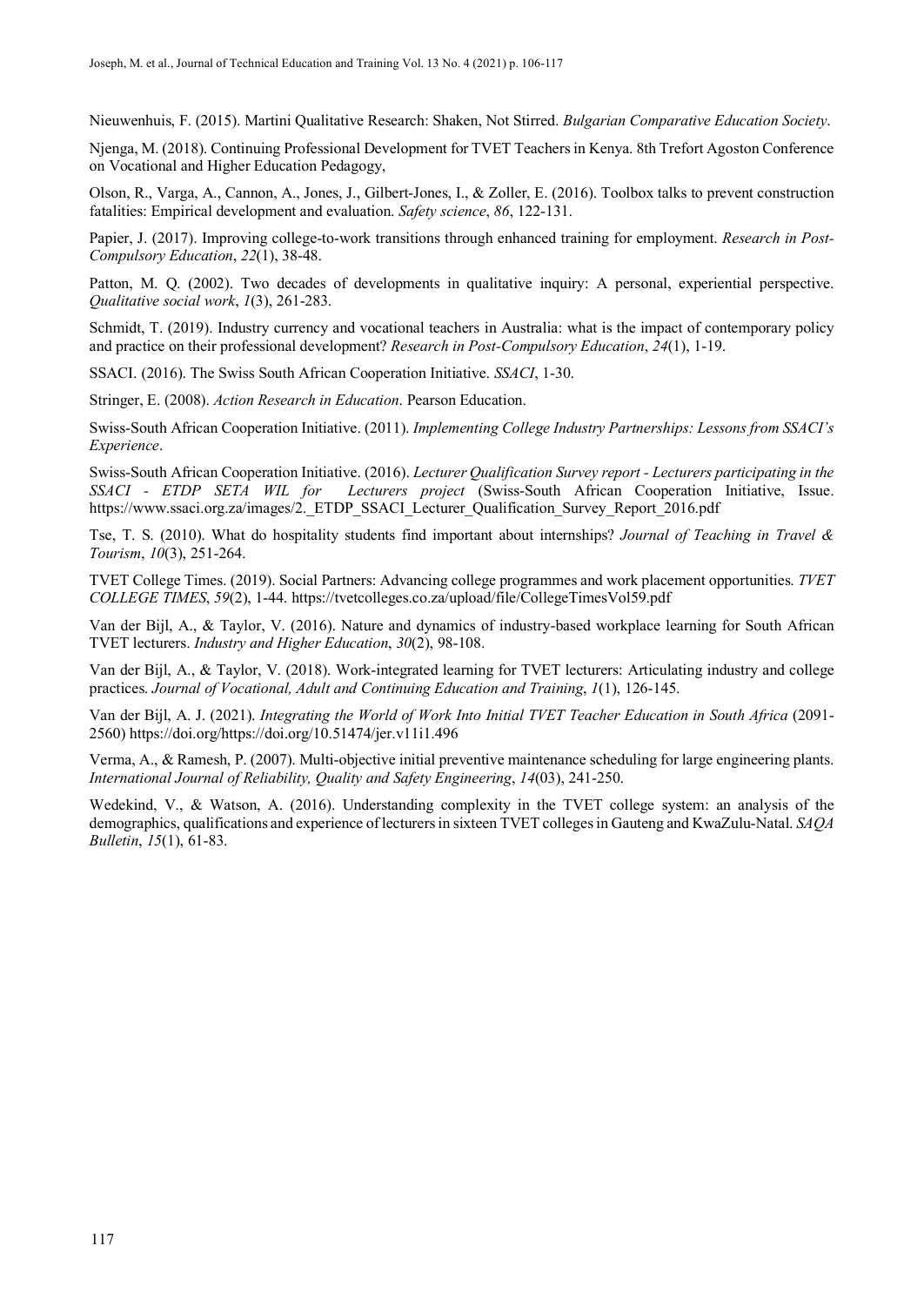Nieuwenhuis, F. (2015). Martini Qualitative Research: Shaken, Not Stirred. *Bulgarian Comparative Education Society*.

Njenga, M. (2018). Continuing Professional Development for TVET Teachers in Kenya. 8th Trefort Agoston Conference on Vocational and Higher Education Pedagogy,

Olson, R., Varga, A., Cannon, A., Jones, J., Gilbert-Jones, I., & Zoller, E. (2016). Toolbox talks to prevent construction fatalities: Empirical development and evaluation. *Safety science*, *86*, 122-131.

Papier, J. (2017). Improving college-to-work transitions through enhanced training for employment. *Research in Post-Compulsory Education*, *22*(1), 38-48.

Patton, M. Q. (2002). Two decades of developments in qualitative inquiry: A personal, experiential perspective. *Qualitative social work*, *1*(3), 261-283.

Schmidt, T. (2019). Industry currency and vocational teachers in Australia: what is the impact of contemporary policy and practice on their professional development? *Research in Post-Compulsory Education*, *24*(1), 1-19.

SSACI. (2016). The Swiss South African Cooperation Initiative. *SSACI*, 1-30.

Stringer, E. (2008). *Action Research in Education*. Pearson Education.

Swiss-South African Cooperation Initiative. (2011). *Implementing College Industry Partnerships: Lessons from SSACI's Experience*.

Swiss-South African Cooperation Initiative. (2016). *Lecturer Qualification Survey report - Lecturers participating in the SSACI - ETDP SETA WIL for Lecturers project* (Swiss-South African Cooperation Initiative, Issue. https://www.ssaci.org.za/images/2._ETDP_SSACI_Lecturer_Qualification_Survey_Report_2016.pdf

Tse, T. S. (2010). What do hospitality students find important about internships? *Journal of Teaching in Travel & Tourism*, *10*(3), 251-264.

TVET College Times. (2019). Social Partners: Advancing college programmes and work placement opportunities. *TVET COLLEGE TIMES*, *59*(2), 1-44. https://tvetcolleges.co.za/upload/file/CollegeTimesVol59.pdf

Van der Bijl, A., & Taylor, V. (2016). Nature and dynamics of industry-based workplace learning for South African TVET lecturers. *Industry and Higher Education*, *30*(2), 98-108.

Van der Bijl, A., & Taylor, V. (2018). Work-integrated learning for TVET lecturers: Articulating industry and college practices. *Journal of Vocational, Adult and Continuing Education and Training*, *1*(1), 126-145.

Van der Bijl, A. J. (2021). *Integrating the World of Work Into Initial TVET Teacher Education in South Africa* (2091-2560) https://doi.org/https://doi.org/10.51474/jer.v11i1.496

Verma, A., & Ramesh, P. (2007). Multi-objective initial preventive maintenance scheduling for large engineering plants. *International Journal of Reliability, Quality and Safety Engineering*, *14*(03), 241-250.

Wedekind, V., & Watson, A. (2016). Understanding complexity in the TVET college system: an analysis of the demographics, qualifications and experience of lecturers in sixteen TVET colleges in Gauteng and KwaZulu-Natal. *SAQA Bulletin*, *15*(1), 61-83.